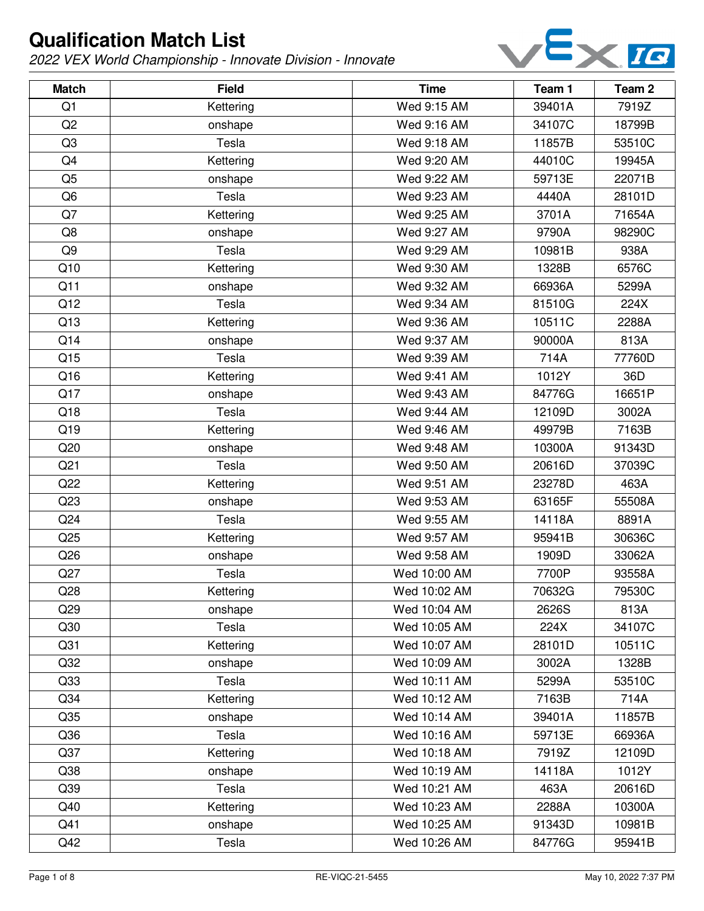# Qualification Match List

*2022 VEX World Championship - Innovate Division - Innovate*

| Match | Field | Time | Team 1 | Team 2 |
|---|---|---|---|---|
| Q1 | Kettering | Wed 9:15 AM | 39401A | 7919Z |
| Q2 | onshape | Wed 9:16 AM | 34107C | 18799B |
| Q3 | Tesla | Wed 9:18 AM | 11857B | 53510C |
| Q4 | Kettering | Wed 9:20 AM | 44010C | 19945A |
| Q5 | onshape | Wed 9:22 AM | 59713E | 22071B |
| Q6 | Tesla | Wed 9:23 AM | 4440A | 28101D |
| Q7 | Kettering | Wed 9:25 AM | 3701A | 71654A |
| Q8 | onshape | Wed 9:27 AM | 9790A | 98290C |
| Q9 | Tesla | Wed 9:29 AM | 10981B | 938A |
| Q10 | Kettering | Wed 9:30 AM | 1328B | 6576C |
| Q11 | onshape | Wed 9:32 AM | 66936A | 5299A |
| Q12 | Tesla | Wed 9:34 AM | 81510G | 224X |
| Q13 | Kettering | Wed 9:36 AM | 10511C | 2288A |
| Q14 | onshape | Wed 9:37 AM | 90000A | 813A |
| Q15 | Tesla | Wed 9:39 AM | 714A | 77760D |
| Q16 | Kettering | Wed 9:41 AM | 1012Y | 36D |
| Q17 | onshape | Wed 9:43 AM | 84776G | 16651P |
| Q18 | Tesla | Wed 9:44 AM | 12109D | 3002A |
| Q19 | Kettering | Wed 9:46 AM | 49979B | 7163B |
| Q20 | onshape | Wed 9:48 AM | 10300A | 91343D |
| Q21 | Tesla | Wed 9:50 AM | 20616D | 37039C |
| Q22 | Kettering | Wed 9:51 AM | 23278D | 463A |
| Q23 | onshape | Wed 9:53 AM | 63165F | 55508A |
| Q24 | Tesla | Wed 9:55 AM | 14118A | 8891A |
| Q25 | Kettering | Wed 9:57 AM | 95941B | 30636C |
| Q26 | onshape | Wed 9:58 AM | 1909D | 33062A |
| Q27 | Tesla | Wed 10:00 AM | 7700P | 93558A |
| Q28 | Kettering | Wed 10:02 AM | 70632G | 79530C |
| Q29 | onshape | Wed 10:04 AM | 2626S | 813A |
| Q30 | Tesla | Wed 10:05 AM | 224X | 34107C |
| Q31 | Kettering | Wed 10:07 AM | 28101D | 10511C |
| Q32 | onshape | Wed 10:09 AM | 3002A | 1328B |
| Q33 | Tesla | Wed 10:11 AM | 5299A | 53510C |
| Q34 | Kettering | Wed 10:12 AM | 7163B | 714A |
| Q35 | onshape | Wed 10:14 AM | 39401A | 11857B |
| Q36 | Tesla | Wed 10:16 AM | 59713E | 66936A |
| Q37 | Kettering | Wed 10:18 AM | 7919Z | 12109D |
| Q38 | onshape | Wed 10:19 AM | 14118A | 1012Y |
| Q39 | Tesla | Wed 10:21 AM | 463A | 20616D |
| Q40 | Kettering | Wed 10:23 AM | 2288A | 10300A |
| Q41 | onshape | Wed 10:25 AM | 91343D | 10981B |
| Q42 | Tesla | Wed 10:26 AM | 84776G | 95941B |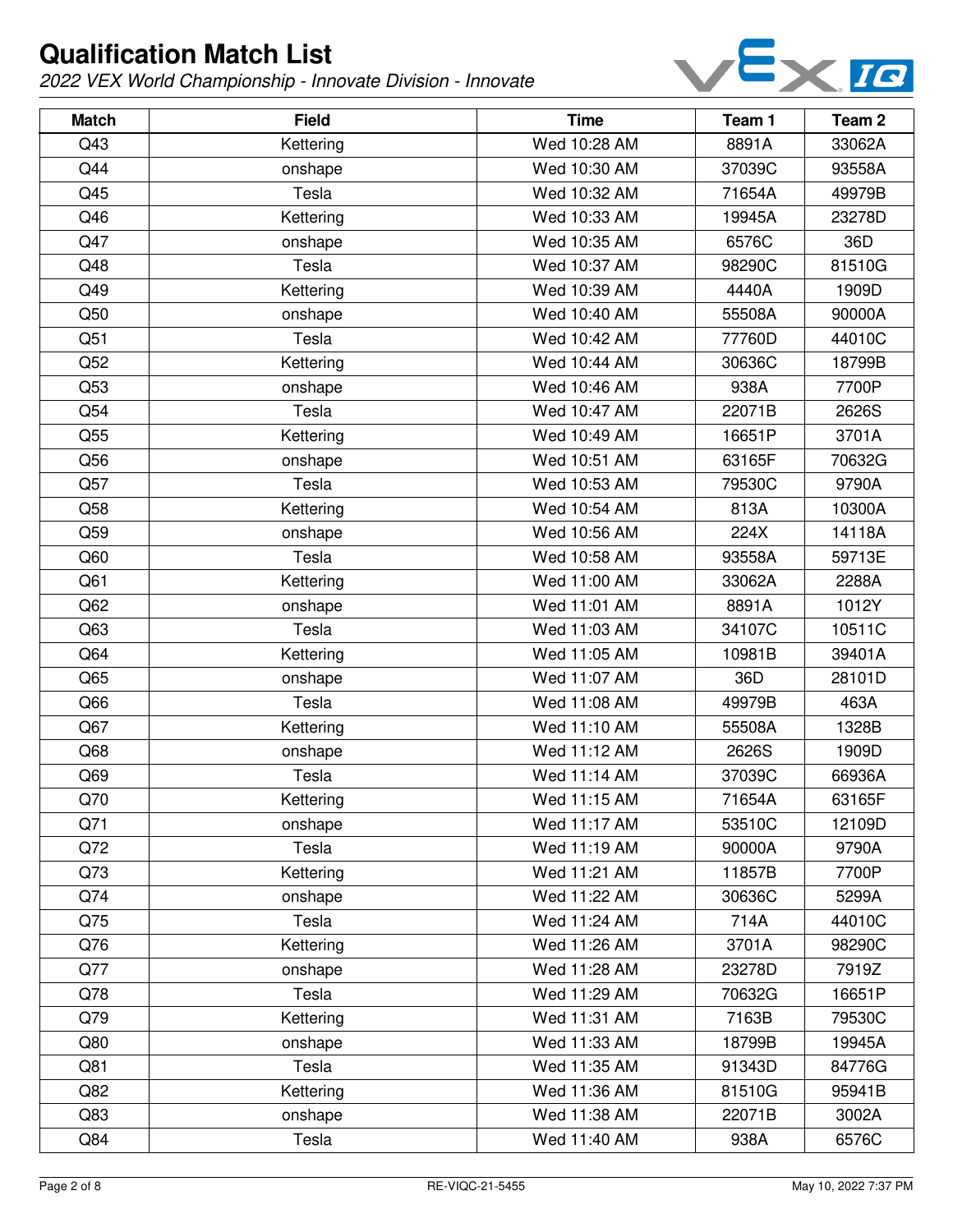# Qualification Match List

*2022 VEX World Championship - Innovate Division - Innovate*

| Match | Field | Time | Team 1 | Team 2 |
|---|---|---|---|---|
| Q43 | Kettering | Wed 10:28 AM | 8891A | 33062A |
| Q44 | onshape | Wed 10:30 AM | 37039C | 93558A |
| Q45 | Tesla | Wed 10:32 AM | 71654A | 49979B |
| Q46 | Kettering | Wed 10:33 AM | 19945A | 23278D |
| Q47 | onshape | Wed 10:35 AM | 6576C | 36D |
| Q48 | Tesla | Wed 10:37 AM | 98290C | 81510G |
| Q49 | Kettering | Wed 10:39 AM | 4440A | 1909D |
| Q50 | onshape | Wed 10:40 AM | 55508A | 90000A |
| Q51 | Tesla | Wed 10:42 AM | 77760D | 44010C |
| Q52 | Kettering | Wed 10:44 AM | 30636C | 18799B |
| Q53 | onshape | Wed 10:46 AM | 938A | 7700P |
| Q54 | Tesla | Wed 10:47 AM | 22071B | 2626S |
| Q55 | Kettering | Wed 10:49 AM | 16651P | 3701A |
| Q56 | onshape | Wed 10:51 AM | 63165F | 70632G |
| Q57 | Tesla | Wed 10:53 AM | 79530C | 9790A |
| Q58 | Kettering | Wed 10:54 AM | 813A | 10300A |
| Q59 | onshape | Wed 10:56 AM | 224X | 14118A |
| Q60 | Tesla | Wed 10:58 AM | 93558A | 59713E |
| Q61 | Kettering | Wed 11:00 AM | 33062A | 2288A |
| Q62 | onshape | Wed 11:01 AM | 8891A | 1012Y |
| Q63 | Tesla | Wed 11:03 AM | 34107C | 10511C |
| Q64 | Kettering | Wed 11:05 AM | 10981B | 39401A |
| Q65 | onshape | Wed 11:07 AM | 36D | 28101D |
| Q66 | Tesla | Wed 11:08 AM | 49979B | 463A |
| Q67 | Kettering | Wed 11:10 AM | 55508A | 1328B |
| Q68 | onshape | Wed 11:12 AM | 2626S | 1909D |
| Q69 | Tesla | Wed 11:14 AM | 37039C | 66936A |
| Q70 | Kettering | Wed 11:15 AM | 71654A | 63165F |
| Q71 | onshape | Wed 11:17 AM | 53510C | 12109D |
| Q72 | Tesla | Wed 11:19 AM | 90000A | 9790A |
| Q73 | Kettering | Wed 11:21 AM | 11857B | 7700P |
| Q74 | onshape | Wed 11:22 AM | 30636C | 5299A |
| Q75 | Tesla | Wed 11:24 AM | 714A | 44010C |
| Q76 | Kettering | Wed 11:26 AM | 3701A | 98290C |
| Q77 | onshape | Wed 11:28 AM | 23278D | 7919Z |
| Q78 | Tesla | Wed 11:29 AM | 70632G | 16651P |
| Q79 | Kettering | Wed 11:31 AM | 7163B | 79530C |
| Q80 | onshape | Wed 11:33 AM | 18799B | 19945A |
| Q81 | Tesla | Wed 11:35 AM | 91343D | 84776G |
| Q82 | Kettering | Wed 11:36 AM | 81510G | 95941B |
| Q83 | onshape | Wed 11:38 AM | 22071B | 3002A |
| Q84 | Tesla | Wed 11:40 AM | 938A | 6576C |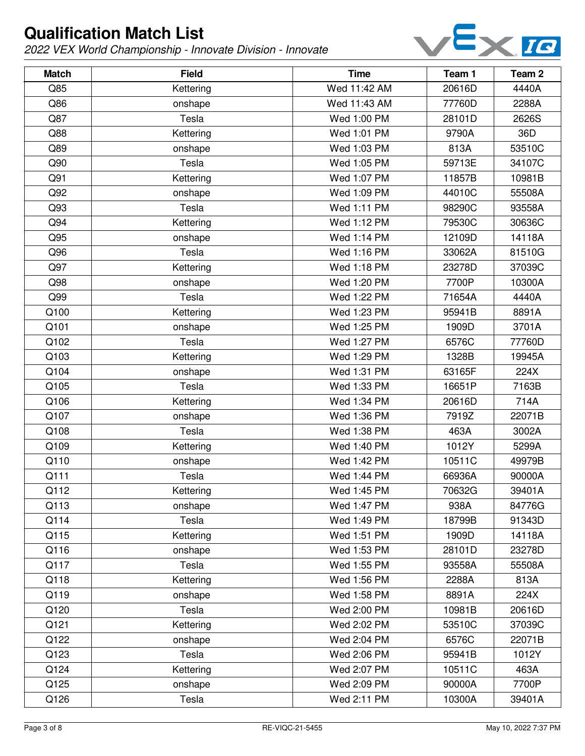# Qualification Match List

*2022 VEX World Championship - Innovate Division - Innovate*

| Match | Field | Time | Team 1 | Team 2 |
|---|---|---|---|---|
| Q85 | Kettering | Wed 11:42 AM | 20616D | 4440A |
| Q86 | onshape | Wed 11:43 AM | 77760D | 2288A |
| Q87 | Tesla | Wed 1:00 PM | 28101D | 2626S |
| Q88 | Kettering | Wed 1:01 PM | 9790A | 36D |
| Q89 | onshape | Wed 1:03 PM | 813A | 53510C |
| Q90 | Tesla | Wed 1:05 PM | 59713E | 34107C |
| Q91 | Kettering | Wed 1:07 PM | 11857B | 10981B |
| Q92 | onshape | Wed 1:09 PM | 44010C | 55508A |
| Q93 | Tesla | Wed 1:11 PM | 98290C | 93558A |
| Q94 | Kettering | Wed 1:12 PM | 79530C | 30636C |
| Q95 | onshape | Wed 1:14 PM | 12109D | 14118A |
| Q96 | Tesla | Wed 1:16 PM | 33062A | 81510G |
| Q97 | Kettering | Wed 1:18 PM | 23278D | 37039C |
| Q98 | onshape | Wed 1:20 PM | 7700P | 10300A |
| Q99 | Tesla | Wed 1:22 PM | 71654A | 4440A |
| Q100 | Kettering | Wed 1:23 PM | 95941B | 8891A |
| Q101 | onshape | Wed 1:25 PM | 1909D | 3701A |
| Q102 | Tesla | Wed 1:27 PM | 6576C | 77760D |
| Q103 | Kettering | Wed 1:29 PM | 1328B | 19945A |
| Q104 | onshape | Wed 1:31 PM | 63165F | 224X |
| Q105 | Tesla | Wed 1:33 PM | 16651P | 7163B |
| Q106 | Kettering | Wed 1:34 PM | 20616D | 714A |
| Q107 | onshape | Wed 1:36 PM | 7919Z | 22071B |
| Q108 | Tesla | Wed 1:38 PM | 463A | 3002A |
| Q109 | Kettering | Wed 1:40 PM | 1012Y | 5299A |
| Q110 | onshape | Wed 1:42 PM | 10511C | 49979B |
| Q111 | Tesla | Wed 1:44 PM | 66936A | 90000A |
| Q112 | Kettering | Wed 1:45 PM | 70632G | 39401A |
| Q113 | onshape | Wed 1:47 PM | 938A | 84776G |
| Q114 | Tesla | Wed 1:49 PM | 18799B | 91343D |
| Q115 | Kettering | Wed 1:51 PM | 1909D | 14118A |
| Q116 | onshape | Wed 1:53 PM | 28101D | 23278D |
| Q117 | Tesla | Wed 1:55 PM | 93558A | 55508A |
| Q118 | Kettering | Wed 1:56 PM | 2288A | 813A |
| Q119 | onshape | Wed 1:58 PM | 8891A | 224X |
| Q120 | Tesla | Wed 2:00 PM | 10981B | 20616D |
| Q121 | Kettering | Wed 2:02 PM | 53510C | 37039C |
| Q122 | onshape | Wed 2:04 PM | 6576C | 22071B |
| Q123 | Tesla | Wed 2:06 PM | 95941B | 1012Y |
| Q124 | Kettering | Wed 2:07 PM | 10511C | 463A |
| Q125 | onshape | Wed 2:09 PM | 90000A | 7700P |
| Q126 | Tesla | Wed 2:11 PM | 10300A | 39401A |

RE-VIQC-21-5455

May 10, 2022 7:37 PM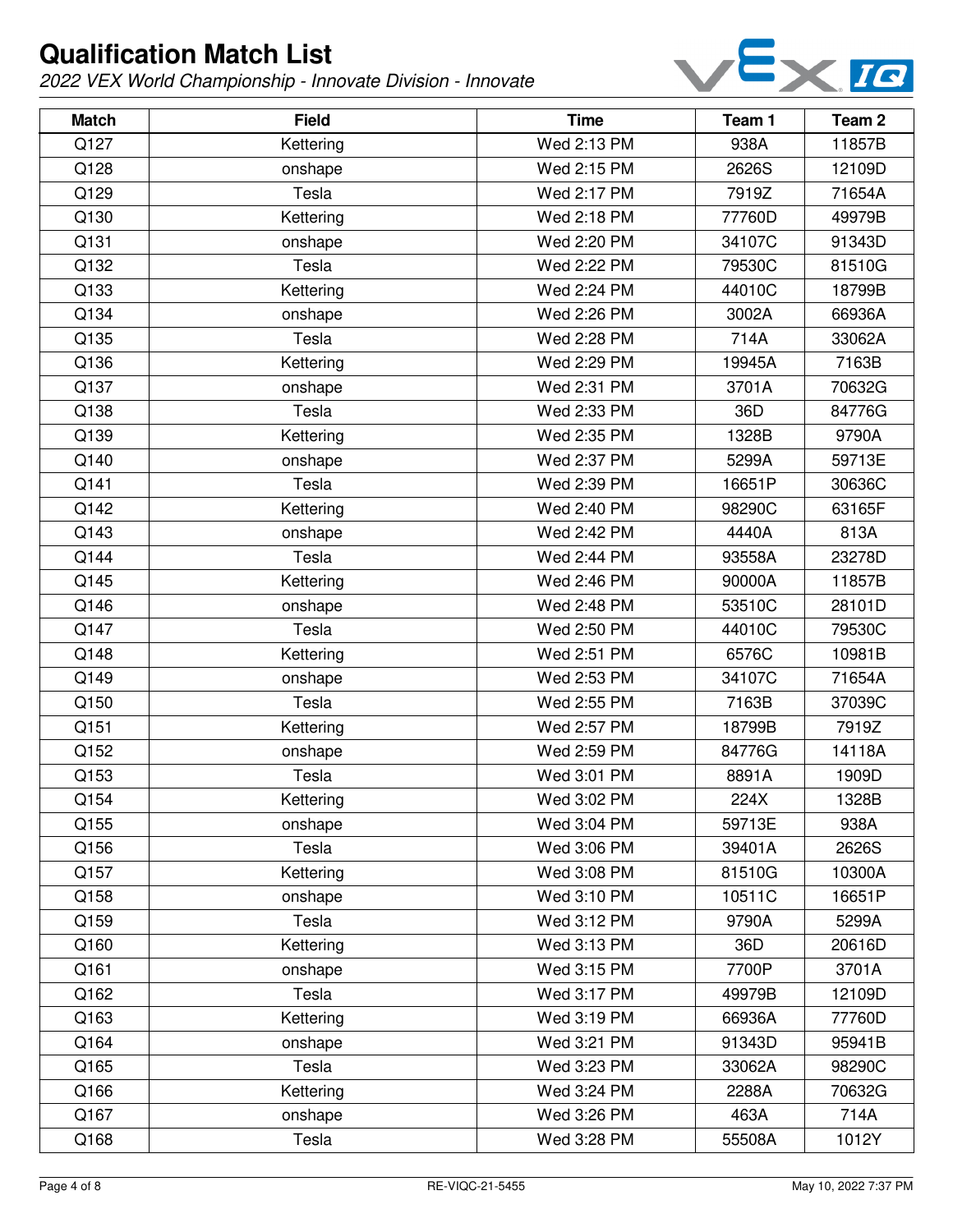# Qualification Match List

*2022 VEX World Championship - Innovate Division - Innovate*

| Match | Field | Time | Team 1 | Team 2 |
|---|---|---|---|---|
| Q127 | Kettering | Wed 2:13 PM | 938A | 11857B |
| Q128 | onshape | Wed 2:15 PM | 2626S | 12109D |
| Q129 | Tesla | Wed 2:17 PM | 7919Z | 71654A |
| Q130 | Kettering | Wed 2:18 PM | 77760D | 49979B |
| Q131 | onshape | Wed 2:20 PM | 34107C | 91343D |
| Q132 | Tesla | Wed 2:22 PM | 79530C | 81510G |
| Q133 | Kettering | Wed 2:24 PM | 44010C | 18799B |
| Q134 | onshape | Wed 2:26 PM | 3002A | 66936A |
| Q135 | Tesla | Wed 2:28 PM | 714A | 33062A |
| Q136 | Kettering | Wed 2:29 PM | 19945A | 7163B |
| Q137 | onshape | Wed 2:31 PM | 3701A | 70632G |
| Q138 | Tesla | Wed 2:33 PM | 36D | 84776G |
| Q139 | Kettering | Wed 2:35 PM | 1328B | 9790A |
| Q140 | onshape | Wed 2:37 PM | 5299A | 59713E |
| Q141 | Tesla | Wed 2:39 PM | 16651P | 30636C |
| Q142 | Kettering | Wed 2:40 PM | 98290C | 63165F |
| Q143 | onshape | Wed 2:42 PM | 4440A | 813A |
| Q144 | Tesla | Wed 2:44 PM | 93558A | 23278D |
| Q145 | Kettering | Wed 2:46 PM | 90000A | 11857B |
| Q146 | onshape | Wed 2:48 PM | 53510C | 28101D |
| Q147 | Tesla | Wed 2:50 PM | 44010C | 79530C |
| Q148 | Kettering | Wed 2:51 PM | 6576C | 10981B |
| Q149 | onshape | Wed 2:53 PM | 34107C | 71654A |
| Q150 | Tesla | Wed 2:55 PM | 7163B | 37039C |
| Q151 | Kettering | Wed 2:57 PM | 18799B | 7919Z |
| Q152 | onshape | Wed 2:59 PM | 84776G | 14118A |
| Q153 | Tesla | Wed 3:01 PM | 8891A | 1909D |
| Q154 | Kettering | Wed 3:02 PM | 224X | 1328B |
| Q155 | onshape | Wed 3:04 PM | 59713E | 938A |
| Q156 | Tesla | Wed 3:06 PM | 39401A | 2626S |
| Q157 | Kettering | Wed 3:08 PM | 81510G | 10300A |
| Q158 | onshape | Wed 3:10 PM | 10511C | 16651P |
| Q159 | Tesla | Wed 3:12 PM | 9790A | 5299A |
| Q160 | Kettering | Wed 3:13 PM | 36D | 20616D |
| Q161 | onshape | Wed 3:15 PM | 7700P | 3701A |
| Q162 | Tesla | Wed 3:17 PM | 49979B | 12109D |
| Q163 | Kettering | Wed 3:19 PM | 66936A | 77760D |
| Q164 | onshape | Wed 3:21 PM | 91343D | 95941B |
| Q165 | Tesla | Wed 3:23 PM | 33062A | 98290C |
| Q166 | Kettering | Wed 3:24 PM | 2288A | 70632G |
| Q167 | onshape | Wed 3:26 PM | 463A | 714A |
| Q168 | Tesla | Wed 3:28 PM | 55508A | 1012Y |

RE-VIQC-21-5455

May 10, 2022 7:37 PM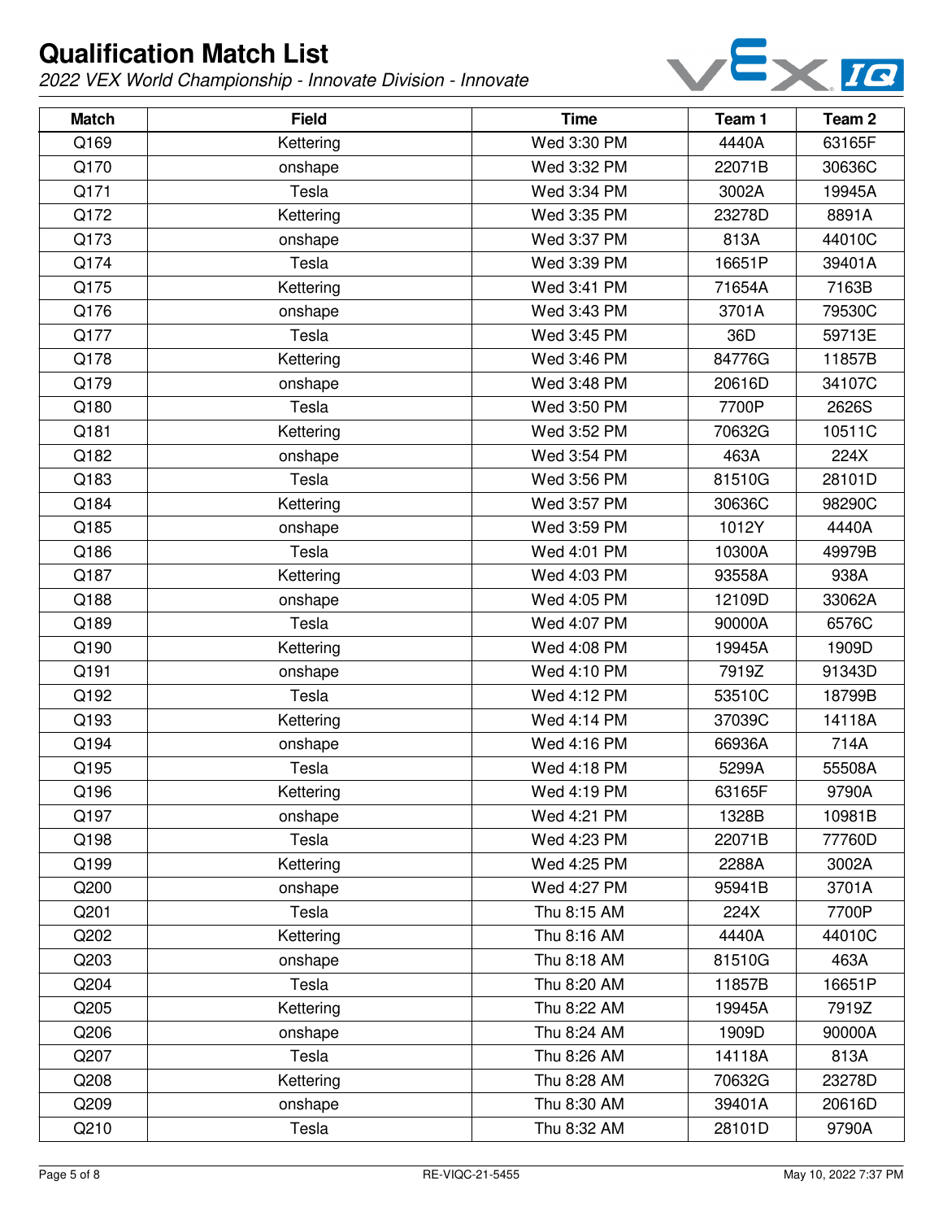# Qualification Match List

*2022 VEX World Championship - Innovate Division - Innovate*

| Match | Field | Time | Team 1 | Team 2 |
|---|---|---|---|---|
| Q169 | Kettering | Wed 3:30 PM | 4440A | 63165F |
| Q170 | onshape | Wed 3:32 PM | 22071B | 30636C |
| Q171 | Tesla | Wed 3:34 PM | 3002A | 19945A |
| Q172 | Kettering | Wed 3:35 PM | 23278D | 8891A |
| Q173 | onshape | Wed 3:37 PM | 813A | 44010C |
| Q174 | Tesla | Wed 3:39 PM | 16651P | 39401A |
| Q175 | Kettering | Wed 3:41 PM | 71654A | 7163B |
| Q176 | onshape | Wed 3:43 PM | 3701A | 79530C |
| Q177 | Tesla | Wed 3:45 PM | 36D | 59713E |
| Q178 | Kettering | Wed 3:46 PM | 84776G | 11857B |
| Q179 | onshape | Wed 3:48 PM | 20616D | 34107C |
| Q180 | Tesla | Wed 3:50 PM | 7700P | 2626S |
| Q181 | Kettering | Wed 3:52 PM | 70632G | 10511C |
| Q182 | onshape | Wed 3:54 PM | 463A | 224X |
| Q183 | Tesla | Wed 3:56 PM | 81510G | 28101D |
| Q184 | Kettering | Wed 3:57 PM | 30636C | 98290C |
| Q185 | onshape | Wed 3:59 PM | 1012Y | 4440A |
| Q186 | Tesla | Wed 4:01 PM | 10300A | 49979B |
| Q187 | Kettering | Wed 4:03 PM | 93558A | 938A |
| Q188 | onshape | Wed 4:05 PM | 12109D | 33062A |
| Q189 | Tesla | Wed 4:07 PM | 90000A | 6576C |
| Q190 | Kettering | Wed 4:08 PM | 19945A | 1909D |
| Q191 | onshape | Wed 4:10 PM | 7919Z | 91343D |
| Q192 | Tesla | Wed 4:12 PM | 53510C | 18799B |
| Q193 | Kettering | Wed 4:14 PM | 37039C | 14118A |
| Q194 | onshape | Wed 4:16 PM | 66936A | 714A |
| Q195 | Tesla | Wed 4:18 PM | 5299A | 55508A |
| Q196 | Kettering | Wed 4:19 PM | 63165F | 9790A |
| Q197 | onshape | Wed 4:21 PM | 1328B | 10981B |
| Q198 | Tesla | Wed 4:23 PM | 22071B | 77760D |
| Q199 | Kettering | Wed 4:25 PM | 2288A | 3002A |
| Q200 | onshape | Wed 4:27 PM | 95941B | 3701A |
| Q201 | Tesla | Thu 8:15 AM | 224X | 7700P |
| Q202 | Kettering | Thu 8:16 AM | 4440A | 44010C |
| Q203 | onshape | Thu 8:18 AM | 81510G | 463A |
| Q204 | Tesla | Thu 8:20 AM | 11857B | 16651P |
| Q205 | Kettering | Thu 8:22 AM | 19945A | 7919Z |
| Q206 | onshape | Thu 8:24 AM | 1909D | 90000A |
| Q207 | Tesla | Thu 8:26 AM | 14118A | 813A |
| Q208 | Kettering | Thu 8:28 AM | 70632G | 23278D |
| Q209 | onshape | Thu 8:30 AM | 39401A | 20616D |
| Q210 | Tesla | Thu 8:32 AM | 28101D | 9790A |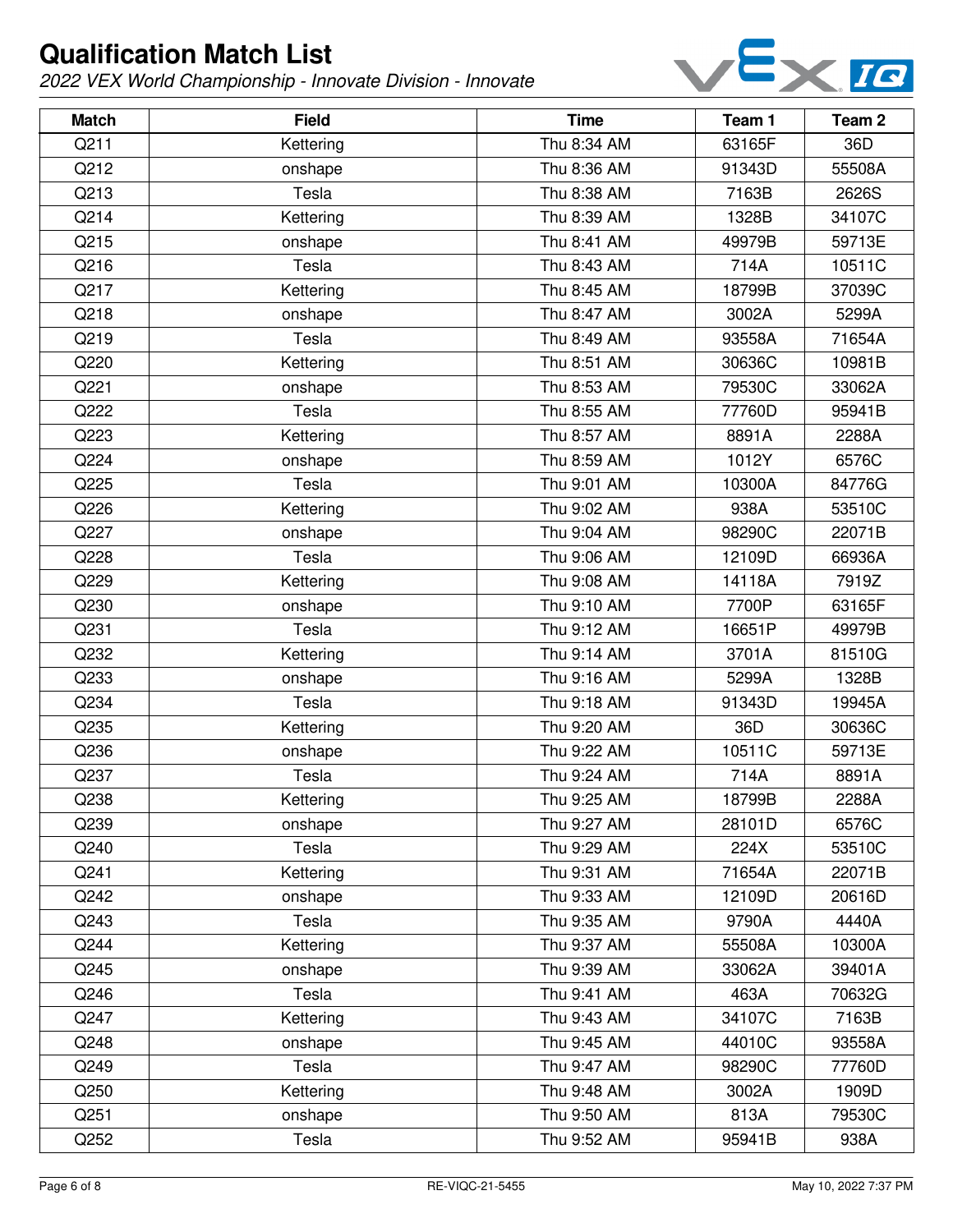# Qualification Match List

*2022 VEX World Championship - Innovate Division - Innovate*

| Match | Field | Time | Team 1 | Team 2 |
|---|---|---|---|---|
| Q211 | Kettering | Thu 8:34 AM | 63165F | 36D |
| Q212 | onshape | Thu 8:36 AM | 91343D | 55508A |
| Q213 | Tesla | Thu 8:38 AM | 7163B | 2626S |
| Q214 | Kettering | Thu 8:39 AM | 1328B | 34107C |
| Q215 | onshape | Thu 8:41 AM | 49979B | 59713E |
| Q216 | Tesla | Thu 8:43 AM | 714A | 10511C |
| Q217 | Kettering | Thu 8:45 AM | 18799B | 37039C |
| Q218 | onshape | Thu 8:47 AM | 3002A | 5299A |
| Q219 | Tesla | Thu 8:49 AM | 93558A | 71654A |
| Q220 | Kettering | Thu 8:51 AM | 30636C | 10981B |
| Q221 | onshape | Thu 8:53 AM | 79530C | 33062A |
| Q222 | Tesla | Thu 8:55 AM | 77760D | 95941B |
| Q223 | Kettering | Thu 8:57 AM | 8891A | 2288A |
| Q224 | onshape | Thu 8:59 AM | 1012Y | 6576C |
| Q225 | Tesla | Thu 9:01 AM | 10300A | 84776G |
| Q226 | Kettering | Thu 9:02 AM | 938A | 53510C |
| Q227 | onshape | Thu 9:04 AM | 98290C | 22071B |
| Q228 | Tesla | Thu 9:06 AM | 12109D | 66936A |
| Q229 | Kettering | Thu 9:08 AM | 14118A | 7919Z |
| Q230 | onshape | Thu 9:10 AM | 7700P | 63165F |
| Q231 | Tesla | Thu 9:12 AM | 16651P | 49979B |
| Q232 | Kettering | Thu 9:14 AM | 3701A | 81510G |
| Q233 | onshape | Thu 9:16 AM | 5299A | 1328B |
| Q234 | Tesla | Thu 9:18 AM | 91343D | 19945A |
| Q235 | Kettering | Thu 9:20 AM | 36D | 30636C |
| Q236 | onshape | Thu 9:22 AM | 10511C | 59713E |
| Q237 | Tesla | Thu 9:24 AM | 714A | 8891A |
| Q238 | Kettering | Thu 9:25 AM | 18799B | 2288A |
| Q239 | onshape | Thu 9:27 AM | 28101D | 6576C |
| Q240 | Tesla | Thu 9:29 AM | 224X | 53510C |
| Q241 | Kettering | Thu 9:31 AM | 71654A | 22071B |
| Q242 | onshape | Thu 9:33 AM | 12109D | 20616D |
| Q243 | Tesla | Thu 9:35 AM | 9790A | 4440A |
| Q244 | Kettering | Thu 9:37 AM | 55508A | 10300A |
| Q245 | onshape | Thu 9:39 AM | 33062A | 39401A |
| Q246 | Tesla | Thu 9:41 AM | 463A | 70632G |
| Q247 | Kettering | Thu 9:43 AM | 34107C | 7163B |
| Q248 | onshape | Thu 9:45 AM | 44010C | 93558A |
| Q249 | Tesla | Thu 9:47 AM | 98290C | 77760D |
| Q250 | Kettering | Thu 9:48 AM | 3002A | 1909D |
| Q251 | onshape | Thu 9:50 AM | 813A | 79530C |
| Q252 | Tesla | Thu 9:52 AM | 95941B | 938A |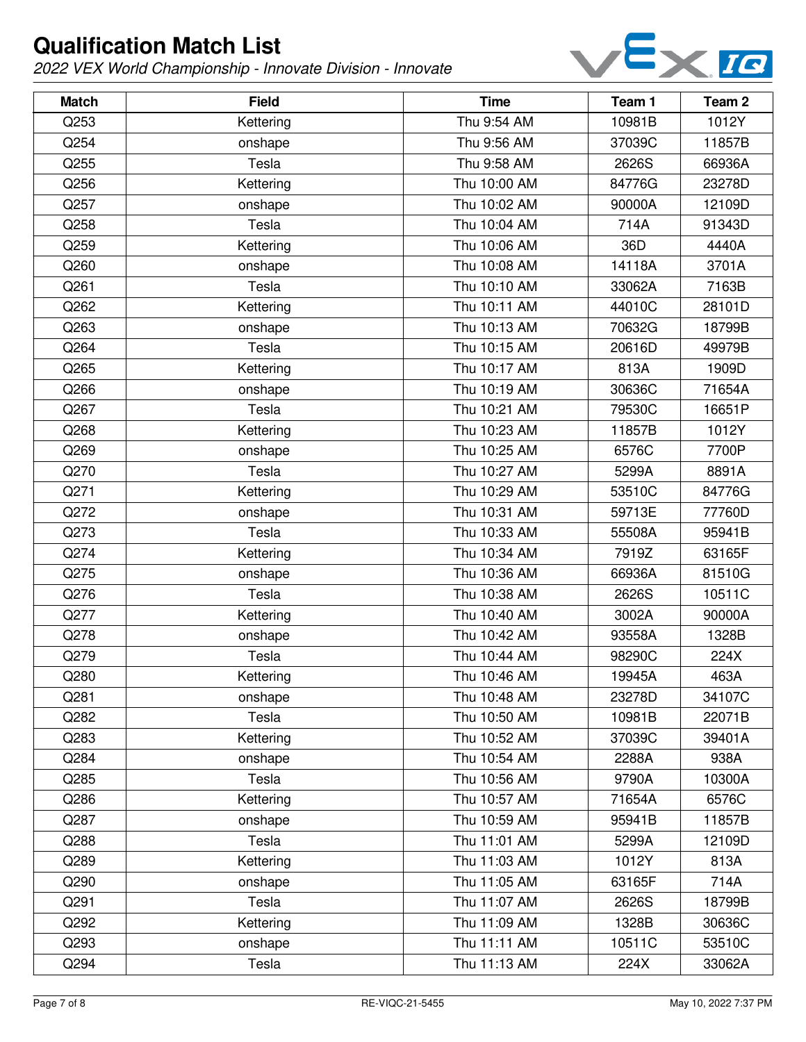# Qualification Match List

*2022 VEX World Championship - Innovate Division - Innovate*

| Match | Field | Time | Team 1 | Team 2 |
|---|---|---|---|---|
| Q253 | Kettering | Thu 9:54 AM | 10981B | 1012Y |
| Q254 | onshape | Thu 9:56 AM | 37039C | 11857B |
| Q255 | Tesla | Thu 9:58 AM | 2626S | 66936A |
| Q256 | Kettering | Thu 10:00 AM | 84776G | 23278D |
| Q257 | onshape | Thu 10:02 AM | 90000A | 12109D |
| Q258 | Tesla | Thu 10:04 AM | 714A | 91343D |
| Q259 | Kettering | Thu 10:06 AM | 36D | 4440A |
| Q260 | onshape | Thu 10:08 AM | 14118A | 3701A |
| Q261 | Tesla | Thu 10:10 AM | 33062A | 7163B |
| Q262 | Kettering | Thu 10:11 AM | 44010C | 28101D |
| Q263 | onshape | Thu 10:13 AM | 70632G | 18799B |
| Q264 | Tesla | Thu 10:15 AM | 20616D | 49979B |
| Q265 | Kettering | Thu 10:17 AM | 813A | 1909D |
| Q266 | onshape | Thu 10:19 AM | 30636C | 71654A |
| Q267 | Tesla | Thu 10:21 AM | 79530C | 16651P |
| Q268 | Kettering | Thu 10:23 AM | 11857B | 1012Y |
| Q269 | onshape | Thu 10:25 AM | 6576C | 7700P |
| Q270 | Tesla | Thu 10:27 AM | 5299A | 8891A |
| Q271 | Kettering | Thu 10:29 AM | 53510C | 84776G |
| Q272 | onshape | Thu 10:31 AM | 59713E | 77760D |
| Q273 | Tesla | Thu 10:33 AM | 55508A | 95941B |
| Q274 | Kettering | Thu 10:34 AM | 7919Z | 63165F |
| Q275 | onshape | Thu 10:36 AM | 66936A | 81510G |
| Q276 | Tesla | Thu 10:38 AM | 2626S | 10511C |
| Q277 | Kettering | Thu 10:40 AM | 3002A | 90000A |
| Q278 | onshape | Thu 10:42 AM | 93558A | 1328B |
| Q279 | Tesla | Thu 10:44 AM | 98290C | 224X |
| Q280 | Kettering | Thu 10:46 AM | 19945A | 463A |
| Q281 | onshape | Thu 10:48 AM | 23278D | 34107C |
| Q282 | Tesla | Thu 10:50 AM | 10981B | 22071B |
| Q283 | Kettering | Thu 10:52 AM | 37039C | 39401A |
| Q284 | onshape | Thu 10:54 AM | 2288A | 938A |
| Q285 | Tesla | Thu 10:56 AM | 9790A | 10300A |
| Q286 | Kettering | Thu 10:57 AM | 71654A | 6576C |
| Q287 | onshape | Thu 10:59 AM | 95941B | 11857B |
| Q288 | Tesla | Thu 11:01 AM | 5299A | 12109D |
| Q289 | Kettering | Thu 11:03 AM | 1012Y | 813A |
| Q290 | onshape | Thu 11:05 AM | 63165F | 714A |
| Q291 | Tesla | Thu 11:07 AM | 2626S | 18799B |
| Q292 | Kettering | Thu 11:09 AM | 1328B | 30636C |
| Q293 | onshape | Thu 11:11 AM | 10511C | 53510C |
| Q294 | Tesla | Thu 11:13 AM | 224X | 33062A |

RE-VIQC-21-5455

May 10, 2022 7:37 PM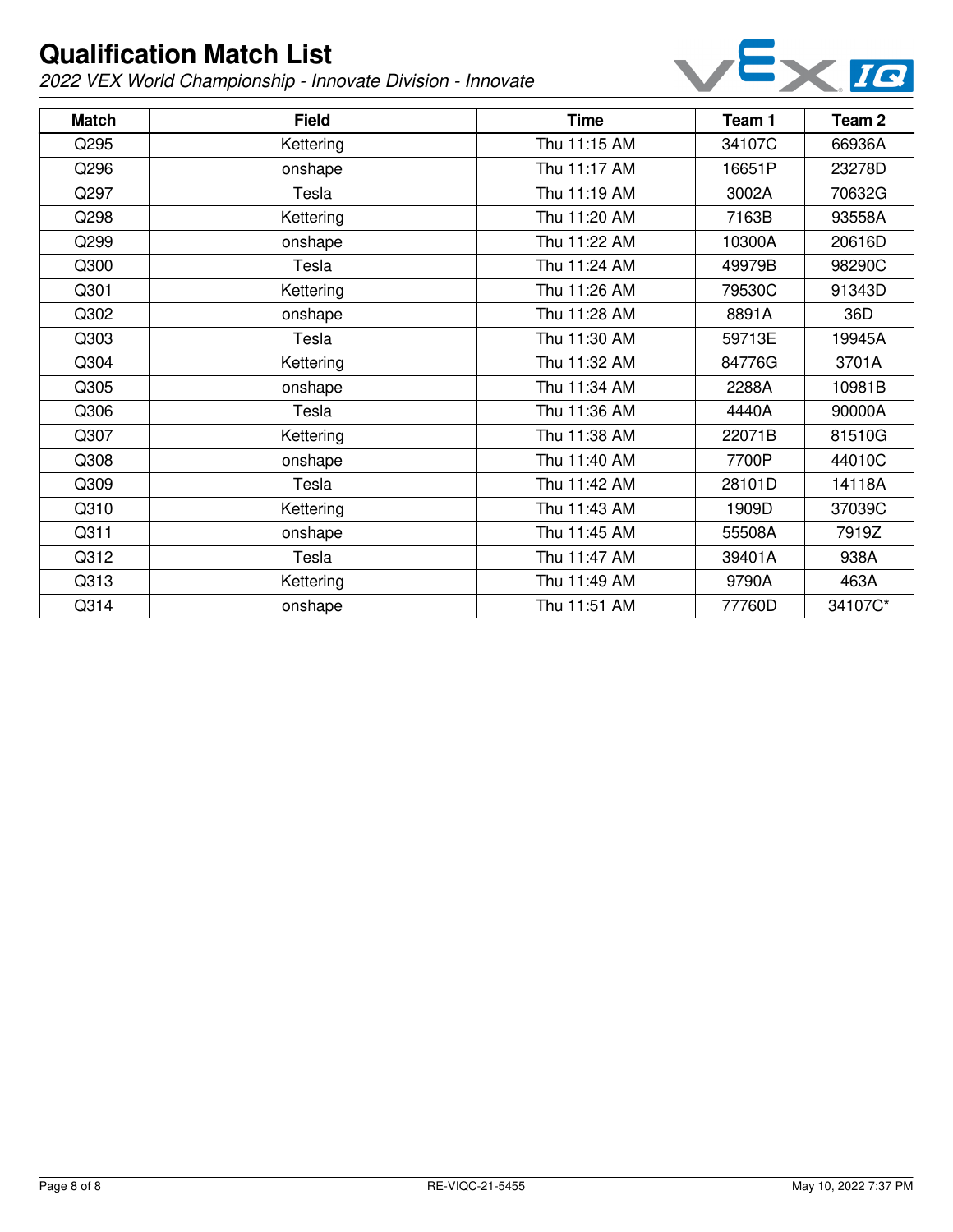# Qualification Match List

*2022 VEX World Championship - Innovate Division - Innovate*

| Match | Field | Time | Team 1 | Team 2 |
|---|---|---|---|---|
| Q295 | Kettering | Thu 11:15 AM | 34107C | 66936A |
| Q296 | onshape | Thu 11:17 AM | 16651P | 23278D |
| Q297 | Tesla | Thu 11:19 AM | 3002A | 70632G |
| Q298 | Kettering | Thu 11:20 AM | 7163B | 93558A |
| Q299 | onshape | Thu 11:22 AM | 10300A | 20616D |
| Q300 | Tesla | Thu 11:24 AM | 49979B | 98290C |
| Q301 | Kettering | Thu 11:26 AM | 79530C | 91343D |
| Q302 | onshape | Thu 11:28 AM | 8891A | 36D |
| Q303 | Tesla | Thu 11:30 AM | 59713E | 19945A |
| Q304 | Kettering | Thu 11:32 AM | 84776G | 3701A |
| Q305 | onshape | Thu 11:34 AM | 2288A | 10981B |
| Q306 | Tesla | Thu 11:36 AM | 4440A | 90000A |
| Q307 | Kettering | Thu 11:38 AM | 22071B | 81510G |
| Q308 | onshape | Thu 11:40 AM | 7700P | 44010C |
| Q309 | Tesla | Thu 11:42 AM | 28101D | 14118A |
| Q310 | Kettering | Thu 11:43 AM | 1909D | 37039C |
| Q311 | onshape | Thu 11:45 AM | 55508A | 7919Z |
| Q312 | Tesla | Thu 11:47 AM | 39401A | 938A |
| Q313 | Kettering | Thu 11:49 AM | 9790A | 463A |
| Q314 | onshape | Thu 11:51 AM | 77760D | 34107C* |

RE-VIQC-21-5455

May 10, 2022 7:37 PM